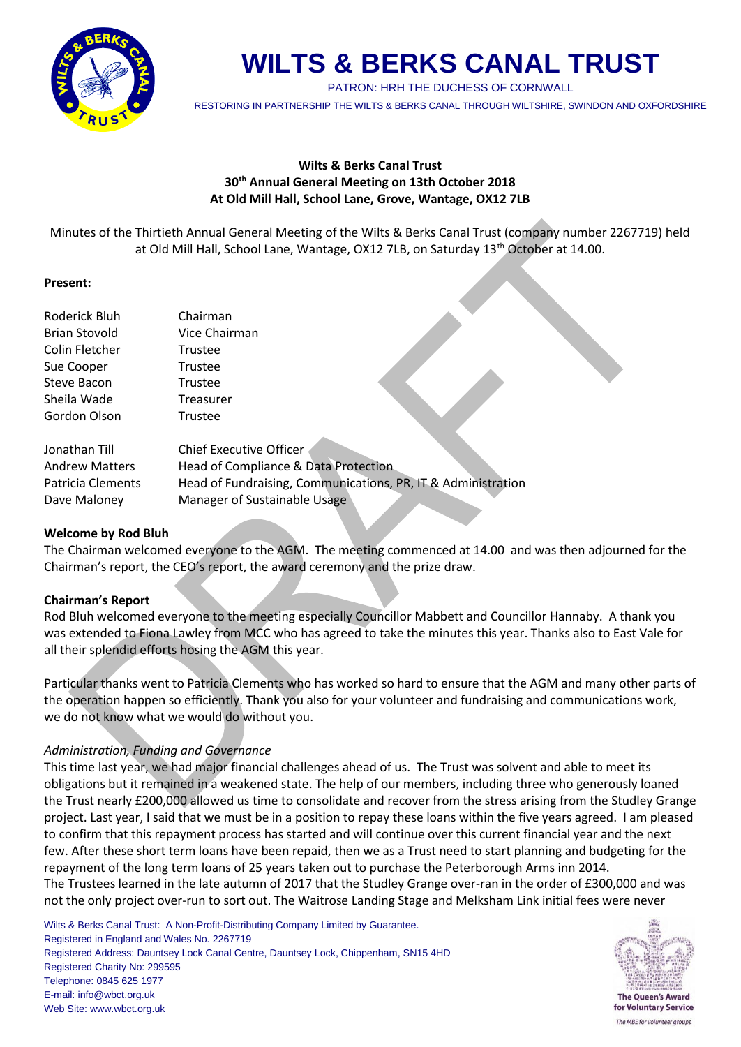# WILTS & BERKS CANAL TRUST

PATRON: HRH THE DUCHESS OF CORNWALL

RESTORING IN PARTNERSHIP THE WILTS & BERKS CANAL THROUGH WILTSHIRE, SWINDON AND OXFORDSHIRE

**Wilts & Berks Canal Trust**
**30th Annual General Meeting on 13th October 2018**
**At Old Mill Hall, School Lane, Grove, Wantage, OX12 7LB**

Minutes of the Thirtieth Annual General Meeting of the Wilts & Berks Canal Trust (company number 2267719) held at Old Mill Hall, School Lane, Wantage, OX12 7LB, on Saturday 13th October at 14.00.

**Present:**

| | |
|---|---|
| Roderick Bluh | Chairman |
| Brian Stovold | Vice Chairman |
| Colin Fletcher | Trustee |
| Sue Cooper | Trustee |
| Steve Bacon | Trustee |
| Sheila Wade | Treasurer |
| Gordon Olson | Trustee |
| Jonathan Till | Chief Executive Officer |
| Andrew Matters | Head of Compliance & Data Protection |
| Patricia Clements | Head of Fundraising, Communications, PR, IT & Administration |
| Dave Maloney | Manager of Sustainable Usage |

**Welcome by Rod Bluh**

The Chairman welcomed everyone to the AGM. The meeting commenced at 14.00 and was then adjourned for the Chairman's report, the CEO's report, the award ceremony and the prize draw.

**Chairman's Report**

Rod Bluh welcomed everyone to the meeting especially Councillor Mabbett and Councillor Hannaby. A thank you was extended to Fiona Lawley from MCC who has agreed to take the minutes this year. Thanks also to East Vale for all their splendid efforts hosing the AGM this year.

Particular thanks went to Patricia Clements who has worked so hard to ensure that the AGM and many other parts of the operation happen so efficiently. Thank you also for your volunteer and fundraising and communications work, we do not know what we would do without you.

*Administration, Funding and Governance*

This time last year, we had major financial challenges ahead of us. The Trust was solvent and able to meet its obligations but it remained in a weakened state. The help of our members, including three who generously loaned the Trust nearly £200,000 allowed us time to consolidate and recover from the stress arising from the Studley Grange project. Last year, I said that we must be in a position to repay these loans within the five years agreed. I am pleased to confirm that this repayment process has started and will continue over this current financial year and the next few. After these short term loans have been repaid, then we as a Trust need to start planning and budgeting for the repayment of the long term loans of 25 years taken out to purchase the Peterborough Arms inn 2014.

The Trustees learned in the late autumn of 2017 that the Studley Grange over-ran in the order of £300,000 and was not the only project over-run to sort out. The Waitrose Landing Stage and Melksham Link initial fees were never

Wilts & Berks Canal Trust: A Non-Profit-Distributing Company Limited by Guarantee.
Registered in England and Wales No. 2267719
Registered Address: Dauntsey Lock Canal Centre, Dauntsey Lock, Chippenham, SN15 4HD
Registered Charity No: 299595
Telephone: 0845 625 1977
E-mail: info@wbct.org.uk
Web Site: www.wbct.org.uk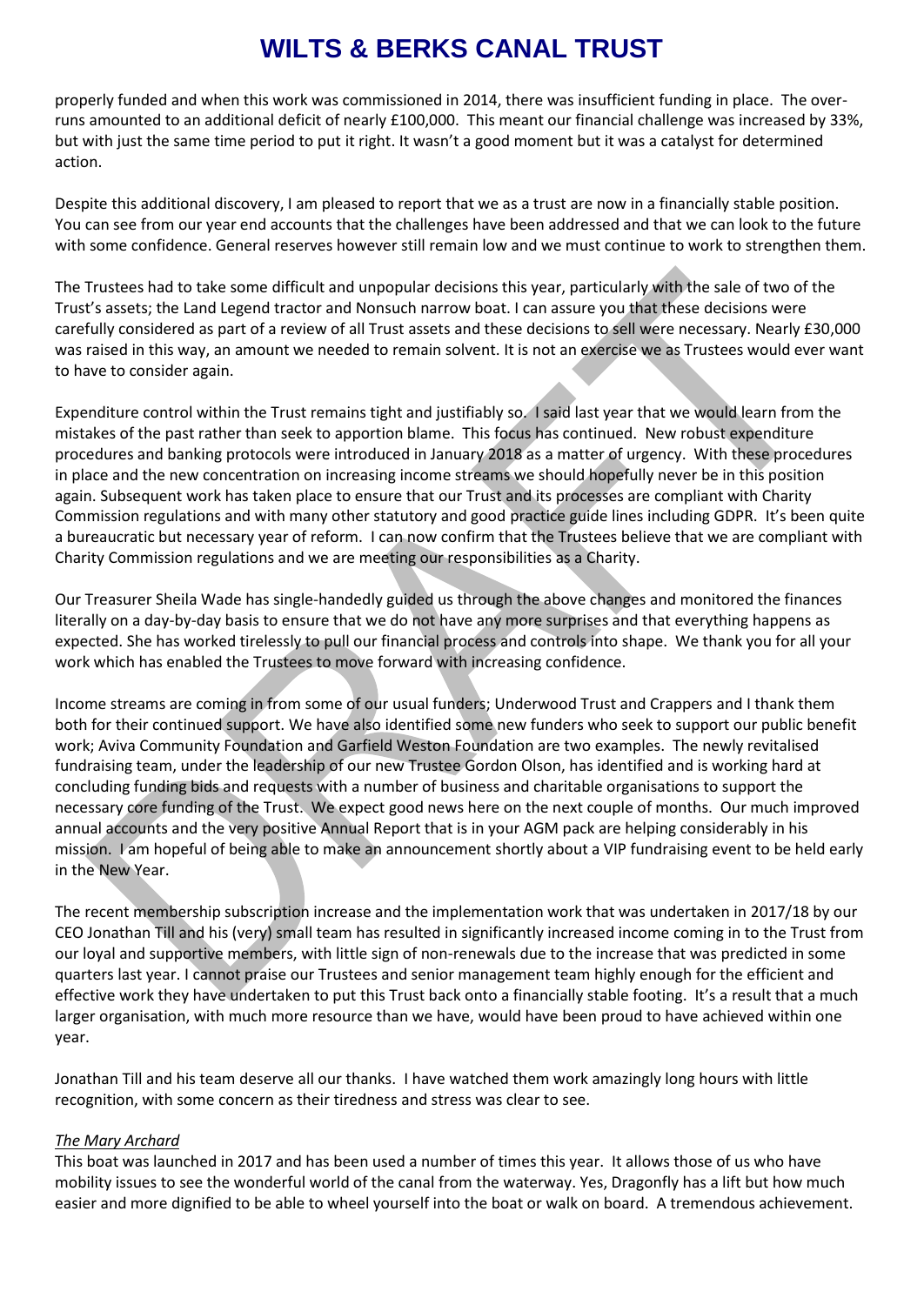properly funded and when this work was commissioned in 2014, there was insufficient funding in place. The over-runs amounted to an additional deficit of nearly £100,000. This meant our financial challenge was increased by 33%, but with just the same time period to put it right. It wasn't a good moment but it was a catalyst for determined action.

Despite this additional discovery, I am pleased to report that we as a trust are now in a financially stable position. You can see from our year end accounts that the challenges have been addressed and that we can look to the future with some confidence. General reserves however still remain low and we must continue to work to strengthen them.

The Trustees had to take some difficult and unpopular decisions this year, particularly with the sale of two of the Trust's assets; the Land Legend tractor and Nonsuch narrow boat. I can assure you that these decisions were carefully considered as part of a review of all Trust assets and these decisions to sell were necessary. Nearly £30,000 was raised in this way, an amount we needed to remain solvent. It is not an exercise we as Trustees would ever want to have to consider again.

Expenditure control within the Trust remains tight and justifiably so. I said last year that we would learn from the mistakes of the past rather than seek to apportion blame. This focus has continued. New robust expenditure procedures and banking protocols were introduced in January 2018 as a matter of urgency. With these procedures in place and the new concentration on increasing income streams we should hopefully never be in this position again. Subsequent work has taken place to ensure that our Trust and its processes are compliant with Charity Commission regulations and with many other statutory and good practice guide lines including GDPR. It's been quite a bureaucratic but necessary year of reform. I can now confirm that the Trustees believe that we are compliant with Charity Commission regulations and we are meeting our responsibilities as a Charity.

Our Treasurer Sheila Wade has single-handedly guided us through the above changes and monitored the finances literally on a day-by-day basis to ensure that we do not have any more surprises and that everything happens as expected. She has worked tirelessly to pull our financial process and controls into shape. We thank you for all your work which has enabled the Trustees to move forward with increasing confidence.

Income streams are coming in from some of our usual funders; Underwood Trust and Crappers and I thank them both for their continued support. We have also identified some new funders who seek to support our public benefit work; Aviva Community Foundation and Garfield Weston Foundation are two examples. The newly revitalised fundraising team, under the leadership of our new Trustee Gordon Olson, has identified and is working hard at concluding funding bids and requests with a number of business and charitable organisations to support the necessary core funding of the Trust. We expect good news here on the next couple of months. Our much improved annual accounts and the very positive Annual Report that is in your AGM pack are helping considerably in his mission. I am hopeful of being able to make an announcement shortly about a VIP fundraising event to be held early in the New Year.

The recent membership subscription increase and the implementation work that was undertaken in 2017/18 by our CEO Jonathan Till and his (very) small team has resulted in significantly increased income coming in to the Trust from our loyal and supportive members, with little sign of non-renewals due to the increase that was predicted in some quarters last year. I cannot praise our Trustees and senior management team highly enough for the efficient and effective work they have undertaken to put this Trust back onto a financially stable footing. It's a result that a much larger organisation, with much more resource than we have, would have been proud to have achieved within one year.

Jonathan Till and his team deserve all our thanks. I have watched them work amazingly long hours with little recognition, with some concern as their tiredness and stress was clear to see.

*The Mary Archard*

This boat was launched in 2017 and has been used a number of times this year. It allows those of us who have mobility issues to see the wonderful world of the canal from the waterway. Yes, Dragonfly has a lift but how much easier and more dignified to be able to wheel yourself into the boat or walk on board. A tremendous achievement.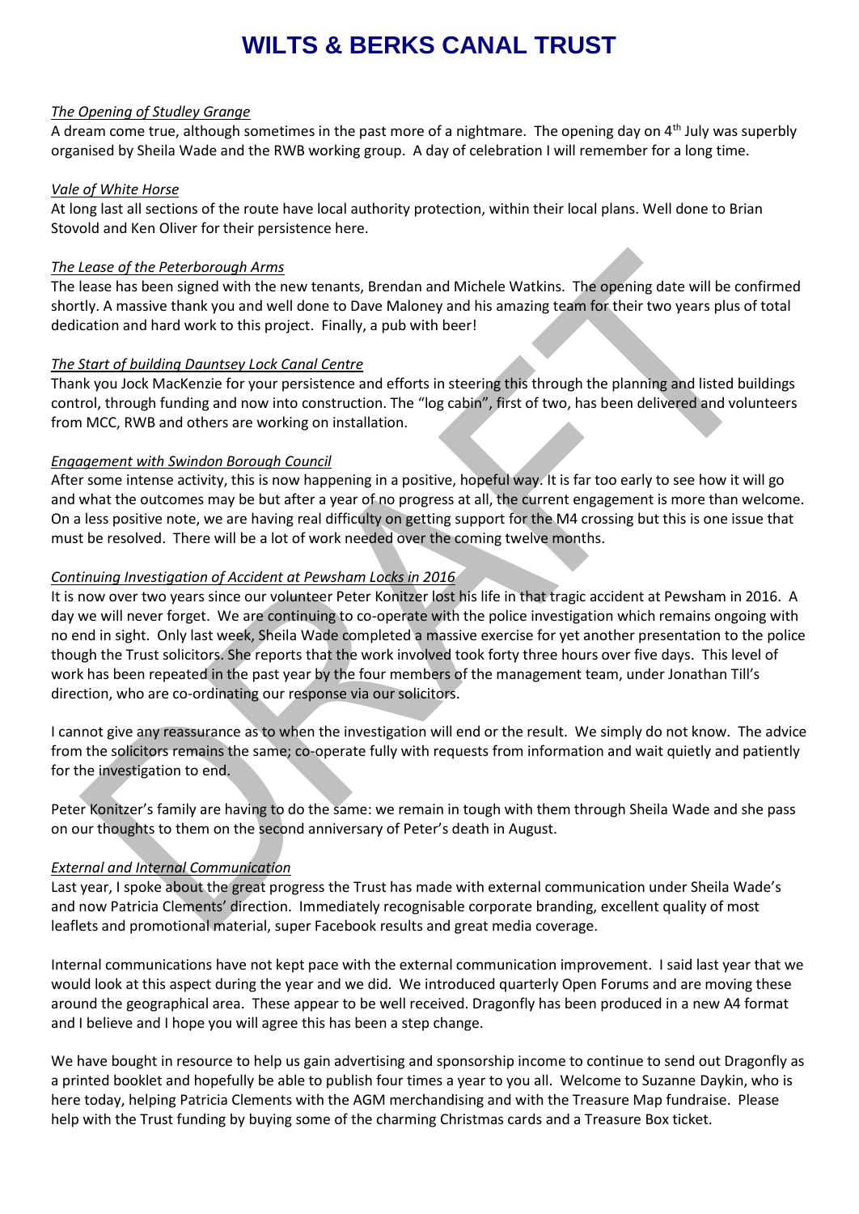# WILTS & BERKS CANAL TRUST

*The Opening of Studley Grange*

A dream come true, although sometimes in the past more of a nightmare. The opening day on 4th July was superbly organised by Sheila Wade and the RWB working group. A day of celebration I will remember for a long time.

*Vale of White Horse*

At long last all sections of the route have local authority protection, within their local plans. Well done to Brian Stovold and Ken Oliver for their persistence here.

*The Lease of the Peterborough Arms*

The lease has been signed with the new tenants, Brendan and Michele Watkins. The opening date will be confirmed shortly. A massive thank you and well done to Dave Maloney and his amazing team for their two years plus of total dedication and hard work to this project. Finally, a pub with beer!

*The Start of building Dauntsey Lock Canal Centre*

Thank you Jock MacKenzie for your persistence and efforts in steering this through the planning and listed buildings control, through funding and now into construction. The "log cabin", first of two, has been delivered and volunteers from MCC, RWB and others are working on installation.

*Engagement with Swindon Borough Council*

After some intense activity, this is now happening in a positive, hopeful way. It is far too early to see how it will go and what the outcomes may be but after a year of no progress at all, the current engagement is more than welcome. On a less positive note, we are having real difficulty on getting support for the M4 crossing but this is one issue that must be resolved. There will be a lot of work needed over the coming twelve months.

*Continuing Investigation of Accident at Pewsham Locks in 2016*

It is now over two years since our volunteer Peter Konitzer lost his life in that tragic accident at Pewsham in 2016. A day we will never forget. We are continuing to co-operate with the police investigation which remains ongoing with no end in sight. Only last week, Sheila Wade completed a massive exercise for yet another presentation to the police though the Trust solicitors. She reports that the work involved took forty three hours over five days. This level of work has been repeated in the past year by the four members of the management team, under Jonathan Till's direction, who are co-ordinating our response via our solicitors.

I cannot give any reassurance as to when the investigation will end or the result. We simply do not know. The advice from the solicitors remains the same; co-operate fully with requests from information and wait quietly and patiently for the investigation to end.

Peter Konitzer's family are having to do the same: we remain in tough with them through Sheila Wade and she pass on our thoughts to them on the second anniversary of Peter's death in August.

*External and Internal Communication*

Last year, I spoke about the great progress the Trust has made with external communication under Sheila Wade's and now Patricia Clements' direction. Immediately recognisable corporate branding, excellent quality of most leaflets and promotional material, super Facebook results and great media coverage.

Internal communications have not kept pace with the external communication improvement. I said last year that we would look at this aspect during the year and we did. We introduced quarterly Open Forums and are moving these around the geographical area. These appear to be well received. Dragonfly has been produced in a new A4 format and I believe and I hope you will agree this has been a step change.

We have bought in resource to help us gain advertising and sponsorship income to continue to send out Dragonfly as a printed booklet and hopefully be able to publish four times a year to you all. Welcome to Suzanne Daykin, who is here today, helping Patricia Clements with the AGM merchandising and with the Treasure Map fundraise. Please help with the Trust funding by buying some of the charming Christmas cards and a Treasure Box ticket.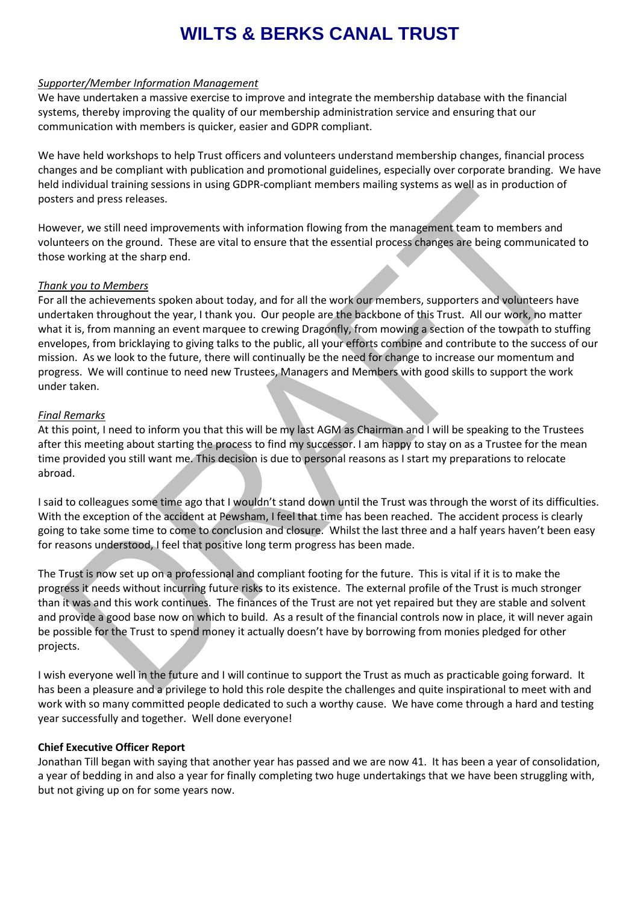# WILTS & BERKS CANAL TRUST

*Supporter/Member Information Management*

We have undertaken a massive exercise to improve and integrate the membership database with the financial systems, thereby improving the quality of our membership administration service and ensuring that our communication with members is quicker, easier and GDPR compliant.

We have held workshops to help Trust officers and volunteers understand membership changes, financial process changes and be compliant with publication and promotional guidelines, especially over corporate branding. We have held individual training sessions in using GDPR-compliant members mailing systems as well as in production of posters and press releases.

However, we still need improvements with information flowing from the management team to members and volunteers on the ground. These are vital to ensure that the essential process changes are being communicated to those working at the sharp end.

*Thank you to Members*

For all the achievements spoken about today, and for all the work our members, supporters and volunteers have undertaken throughout the year, I thank you. Our people are the backbone of this Trust. All our work, no matter what it is, from manning an event marquee to crewing Dragonfly, from mowing a section of the towpath to stuffing envelopes, from bricklaying to giving talks to the public, all your efforts combine and contribute to the success of our mission. As we look to the future, there will continually be the need for change to increase our momentum and progress. We will continue to need new Trustees, Managers and Members with good skills to support the work under taken.

*Final Remarks*

At this point, I need to inform you that this will be my last AGM as Chairman and I will be speaking to the Trustees after this meeting about starting the process to find my successor. I am happy to stay on as a Trustee for the mean time provided you still want me. This decision is due to personal reasons as I start my preparations to relocate abroad.

I said to colleagues some time ago that I wouldn't stand down until the Trust was through the worst of its difficulties. With the exception of the accident at Pewsham, I feel that time has been reached. The accident process is clearly going to take some time to come to conclusion and closure. Whilst the last three and a half years haven't been easy for reasons understood, I feel that positive long term progress has been made.

The Trust is now set up on a professional and compliant footing for the future. This is vital if it is to make the progress it needs without incurring future risks to its existence. The external profile of the Trust is much stronger than it was and this work continues. The finances of the Trust are not yet repaired but they are stable and solvent and provide a good base now on which to build. As a result of the financial controls now in place, it will never again be possible for the Trust to spend money it actually doesn't have by borrowing from monies pledged for other projects.

I wish everyone well in the future and I will continue to support the Trust as much as practicable going forward. It has been a pleasure and a privilege to hold this role despite the challenges and quite inspirational to meet with and work with so many committed people dedicated to such a worthy cause. We have come through a hard and testing year successfully and together. Well done everyone!

**Chief Executive Officer Report**

Jonathan Till began with saying that another year has passed and we are now 41. It has been a year of consolidation, a year of bedding in and also a year for finally completing two huge undertakings that we have been struggling with, but not giving up on for some years now.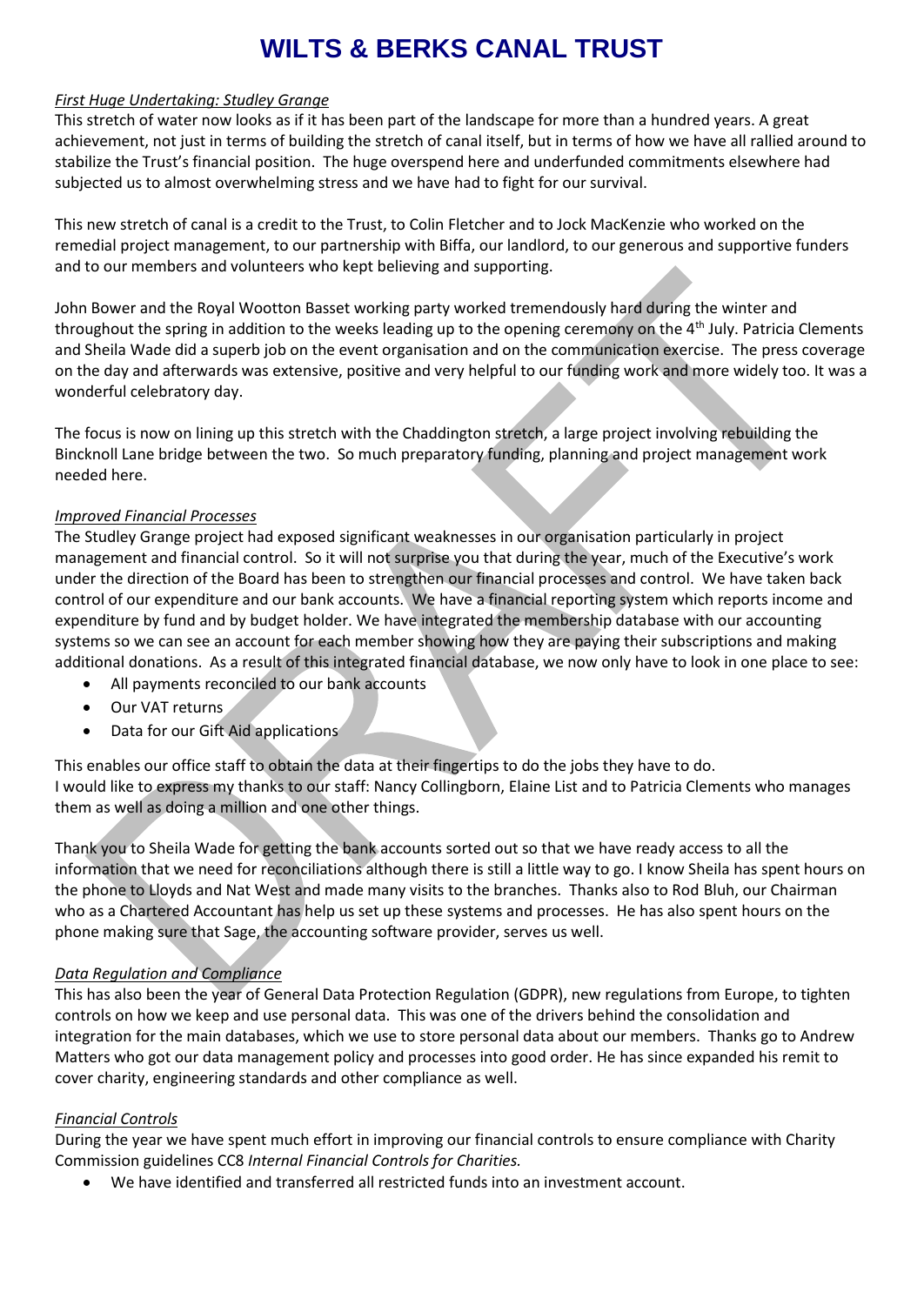# WILTS & BERKS CANAL TRUST

### *First Huge Undertaking: Studley Grange*

This stretch of water now looks as if it has been part of the landscape for more than a hundred years. A great achievement, not just in terms of building the stretch of canal itself, but in terms of how we have all rallied around to stabilize the Trust's financial position. The huge overspend here and underfunded commitments elsewhere had subjected us to almost overwhelming stress and we have had to fight for our survival.

This new stretch of canal is a credit to the Trust, to Colin Fletcher and to Jock MacKenzie who worked on the remedial project management, to our partnership with Biffa, our landlord, to our generous and supportive funders and to our members and volunteers who kept believing and supporting.

John Bower and the Royal Wootton Basset working party worked tremendously hard during the winter and throughout the spring in addition to the weeks leading up to the opening ceremony on the 4th July. Patricia Clements and Sheila Wade did a superb job on the event organisation and on the communication exercise. The press coverage on the day and afterwards was extensive, positive and very helpful to our funding work and more widely too. It was a wonderful celebratory day.

The focus is now on lining up this stretch with the Chaddington stretch, a large project involving rebuilding the Bincknoll Lane bridge between the two. So much preparatory funding, planning and project management work needed here.

### *Improved Financial Processes*

The Studley Grange project had exposed significant weaknesses in our organisation particularly in project management and financial control. So it will not surprise you that during the year, much of the Executive's work under the direction of the Board has been to strengthen our financial processes and control. We have taken back control of our expenditure and our bank accounts. We have a financial reporting system which reports income and expenditure by fund and by budget holder. We have integrated the membership database with our accounting systems so we can see an account for each member showing how they are paying their subscriptions and making additional donations. As a result of this integrated financial database, we now only have to look in one place to see:

- All payments reconciled to our bank accounts
- Our VAT returns
- Data for our Gift Aid applications

This enables our office staff to obtain the data at their fingertips to do the jobs they have to do.
I would like to express my thanks to our staff: Nancy Collingborn, Elaine List and to Patricia Clements who manages them as well as doing a million and one other things.

Thank you to Sheila Wade for getting the bank accounts sorted out so that we have ready access to all the information that we need for reconciliations although there is still a little way to go. I know Sheila has spent hours on the phone to Lloyds and Nat West and made many visits to the branches. Thanks also to Rod Bluh, our Chairman who as a Chartered Accountant has help us set up these systems and processes. He has also spent hours on the phone making sure that Sage, the accounting software provider, serves us well.

### *Data Regulation and Compliance*

This has also been the year of General Data Protection Regulation (GDPR), new regulations from Europe, to tighten controls on how we keep and use personal data. This was one of the drivers behind the consolidation and integration for the main databases, which we use to store personal data about our members. Thanks go to Andrew Matters who got our data management policy and processes into good order. He has since expanded his remit to cover charity, engineering standards and other compliance as well.

### *Financial Controls*

During the year we have spent much effort in improving our financial controls to ensure compliance with Charity Commission guidelines CC8 *Internal Financial Controls for Charities.*

- We have identified and transferred all restricted funds into an investment account.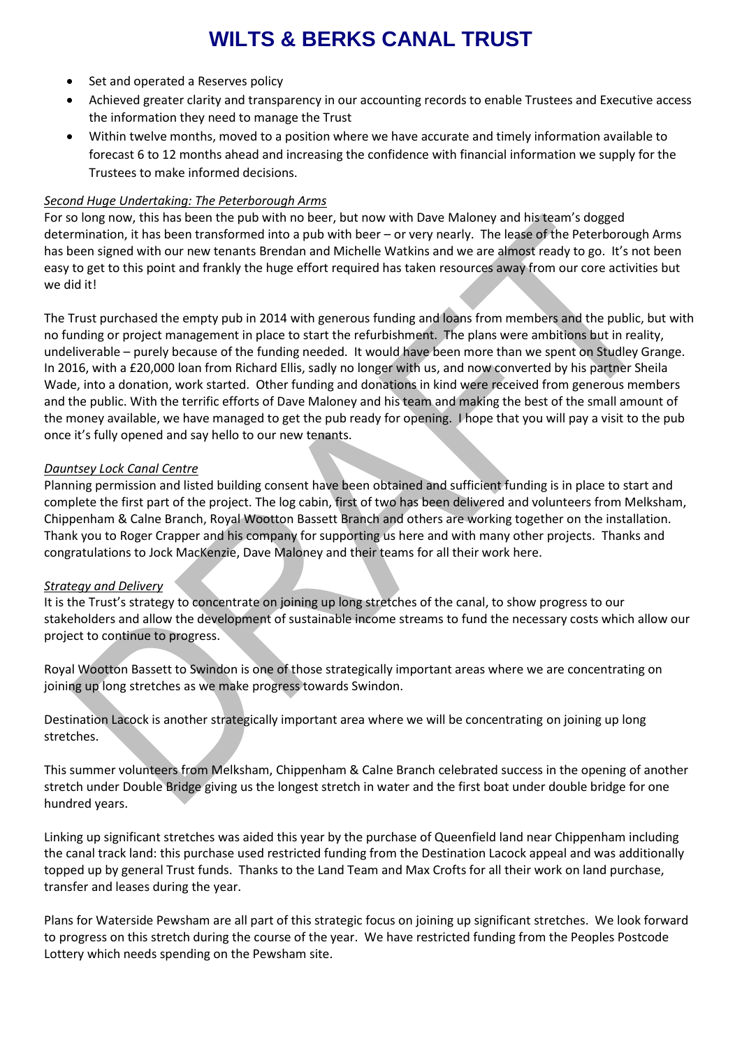# WILTS & BERKS CANAL TRUST

- Set and operated a Reserves policy
- Achieved greater clarity and transparency in our accounting records to enable Trustees and Executive access the information they need to manage the Trust
- Within twelve months, moved to a position where we have accurate and timely information available to forecast 6 to 12 months ahead and increasing the confidence with financial information we supply for the Trustees to make informed decisions.

*Second Huge Undertaking: The Peterborough Arms*

For so long now, this has been the pub with no beer, but now with Dave Maloney and his team's dogged determination, it has been transformed into a pub with beer – or very nearly. The lease of the Peterborough Arms has been signed with our new tenants Brendan and Michelle Watkins and we are almost ready to go. It's not been easy to get to this point and frankly the huge effort required has taken resources away from our core activities but we did it!

The Trust purchased the empty pub in 2014 with generous funding and loans from members and the public, but with no funding or project management in place to start the refurbishment. The plans were ambitions but in reality, undeliverable – purely because of the funding needed. It would have been more than we spent on Studley Grange. In 2016, with a £20,000 loan from Richard Ellis, sadly no longer with us, and now converted by his partner Sheila Wade, into a donation, work started. Other funding and donations in kind were received from generous members and the public. With the terrific efforts of Dave Maloney and his team and making the best of the small amount of the money available, we have managed to get the pub ready for opening. I hope that you will pay a visit to the pub once it's fully opened and say hello to our new tenants.

*Dauntsey Lock Canal Centre*

Planning permission and listed building consent have been obtained and sufficient funding is in place to start and complete the first part of the project. The log cabin, first of two has been delivered and volunteers from Melksham, Chippenham & Calne Branch, Royal Wootton Bassett Branch and others are working together on the installation. Thank you to Roger Crapper and his company for supporting us here and with many other projects. Thanks and congratulations to Jock MacKenzie, Dave Maloney and their teams for all their work here.

*Strategy and Delivery*

It is the Trust's strategy to concentrate on joining up long stretches of the canal, to show progress to our stakeholders and allow the development of sustainable income streams to fund the necessary costs which allow our project to continue to progress.

Royal Wootton Bassett to Swindon is one of those strategically important areas where we are concentrating on joining up long stretches as we make progress towards Swindon.

Destination Lacock is another strategically important area where we will be concentrating on joining up long stretches.

This summer volunteers from Melksham, Chippenham & Calne Branch celebrated success in the opening of another stretch under Double Bridge giving us the longest stretch in water and the first boat under double bridge for one hundred years.

Linking up significant stretches was aided this year by the purchase of Queenfield land near Chippenham including the canal track land: this purchase used restricted funding from the Destination Lacock appeal and was additionally topped up by general Trust funds. Thanks to the Land Team and Max Crofts for all their work on land purchase, transfer and leases during the year.

Plans for Waterside Pewsham are all part of this strategic focus on joining up significant stretches. We look forward to progress on this stretch during the course of the year. We have restricted funding from the Peoples Postcode Lottery which needs spending on the Pewsham site.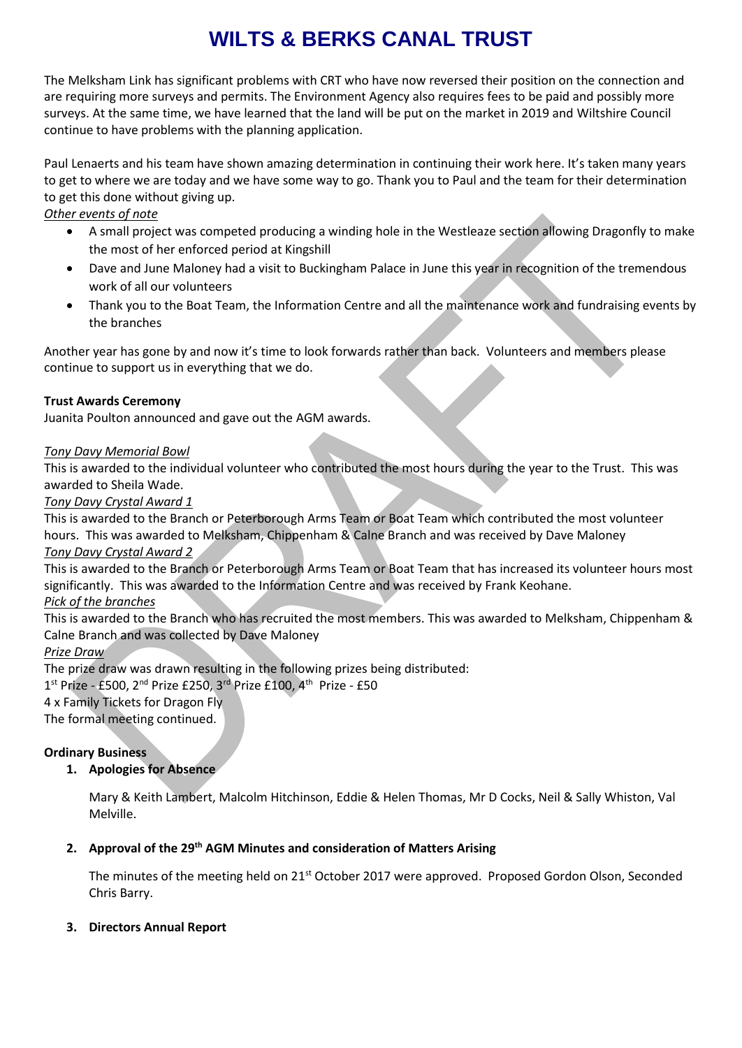# WILTS & BERKS CANAL TRUST

The Melksham Link has significant problems with CRT who have now reversed their position on the connection and are requiring more surveys and permits. The Environment Agency also requires fees to be paid and possibly more surveys. At the same time, we have learned that the land will be put on the market in 2019 and Wiltshire Council continue to have problems with the planning application.

Paul Lenaerts and his team have shown amazing determination in continuing their work here. It's taken many years to get to where we are today and we have some way to go. Thank you to Paul and the team for their determination to get this done without giving up.

*Other events of note*

- A small project was competed producing a winding hole in the Westleaze section allowing Dragonfly to make the most of her enforced period at Kingshill
- Dave and June Maloney had a visit to Buckingham Palace in June this year in recognition of the tremendous work of all our volunteers
- Thank you to the Boat Team, the Information Centre and all the maintenance work and fundraising events by the branches

Another year has gone by and now it's time to look forwards rather than back. Volunteers and members please continue to support us in everything that we do.

**Trust Awards Ceremony**

Juanita Poulton announced and gave out the AGM awards.

*Tony Davy Memorial Bowl*

This is awarded to the individual volunteer who contributed the most hours during the year to the Trust. This was awarded to Sheila Wade.

*Tony Davy Crystal Award 1*

This is awarded to the Branch or Peterborough Arms Team or Boat Team which contributed the most volunteer hours. This was awarded to Melksham, Chippenham & Calne Branch and was received by Dave Maloney

*Tony Davy Crystal Award 2*

This is awarded to the Branch or Peterborough Arms Team or Boat Team that has increased its volunteer hours most significantly. This was awarded to the Information Centre and was received by Frank Keohane.

*Pick of the branches*

This is awarded to the Branch who has recruited the most members. This was awarded to Melksham, Chippenham & Calne Branch and was collected by Dave Maloney

*Prize Draw*

The prize draw was drawn resulting in the following prizes being distributed:

1st Prize - £500, 2nd Prize £250, 3rd Prize £100, 4th Prize - £50

4 x Family Tickets for Dragon Fly

The formal meeting continued.

**Ordinary Business**

1. **Apologies for Absence**

   Mary & Keith Lambert, Malcolm Hitchinson, Eddie & Helen Thomas, Mr D Cocks, Neil & Sally Whiston, Val Melville.

2. **Approval of the 29th AGM Minutes and consideration of Matters Arising**

   The minutes of the meeting held on 21st October 2017 were approved. Proposed Gordon Olson, Seconded Chris Barry.

3. **Directors Annual Report**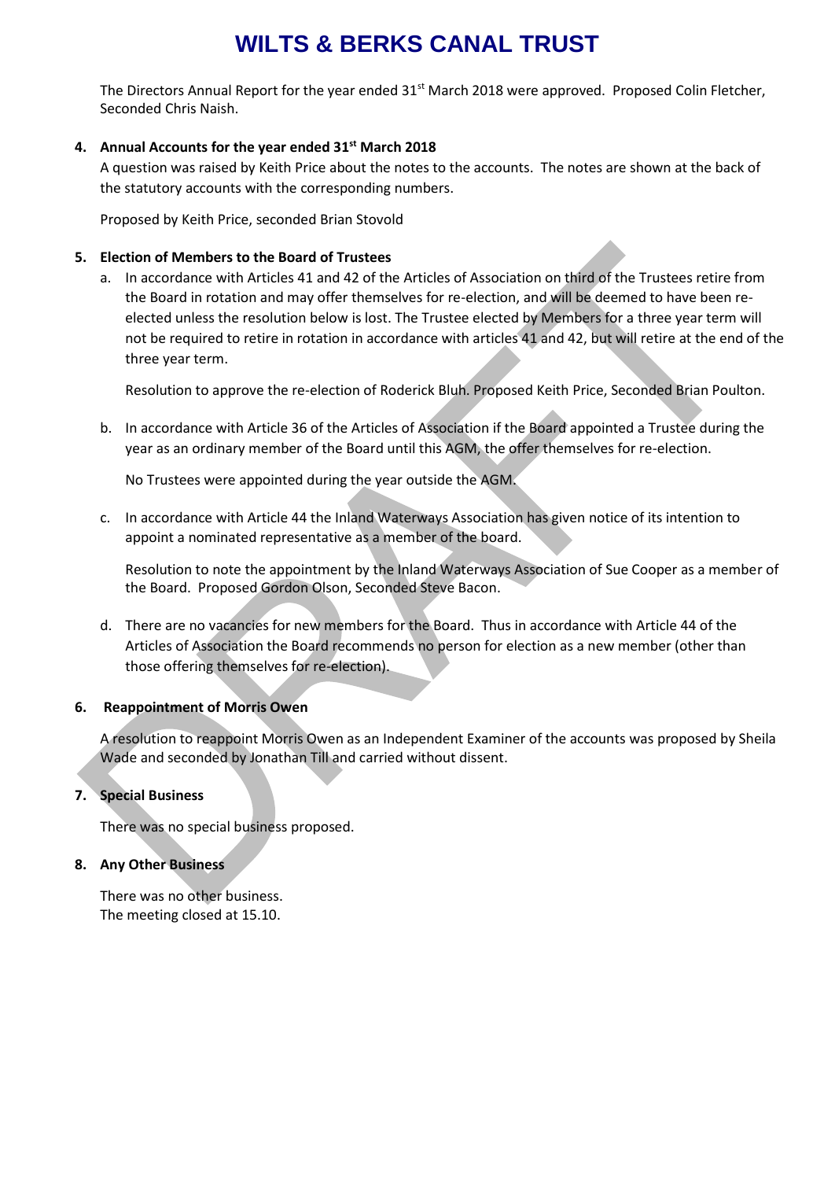The Directors Annual Report for the year ended 31st March 2018 were approved. Proposed Colin Fletcher, Seconded Chris Naish.

**4. Annual Accounts for the year ended 31st March 2018**

A question was raised by Keith Price about the notes to the accounts. The notes are shown at the back of the statutory accounts with the corresponding numbers.

Proposed by Keith Price, seconded Brian Stovold

**5. Election of Members to the Board of Trustees**

a. In accordance with Articles 41 and 42 of the Articles of Association on third of the Trustees retire from the Board in rotation and may offer themselves for re-election, and will be deemed to have been re-elected unless the resolution below is lost. The Trustee elected by Members for a three year term will not be required to retire in rotation in accordance with articles 41 and 42, but will retire at the end of the three year term.

   Resolution to approve the re-election of Roderick Bluh. Proposed Keith Price, Seconded Brian Poulton.

b. In accordance with Article 36 of the Articles of Association if the Board appointed a Trustee during the year as an ordinary member of the Board until this AGM, the offer themselves for re-election.

   No Trustees were appointed during the year outside the AGM.

c. In accordance with Article 44 the Inland Waterways Association has given notice of its intention to appoint a nominated representative as a member of the board.

   Resolution to note the appointment by the Inland Waterways Association of Sue Cooper as a member of the Board. Proposed Gordon Olson, Seconded Steve Bacon.

d. There are no vacancies for new members for the Board. Thus in accordance with Article 44 of the Articles of Association the Board recommends no person for election as a new member (other than those offering themselves for re-election).

**6. Reappointment of Morris Owen**

A resolution to reappoint Morris Owen as an Independent Examiner of the accounts was proposed by Sheila Wade and seconded by Jonathan Till and carried without dissent.

**7. Special Business**

There was no special business proposed.

**8. Any Other Business**

There was no other business.
The meeting closed at 15.10.